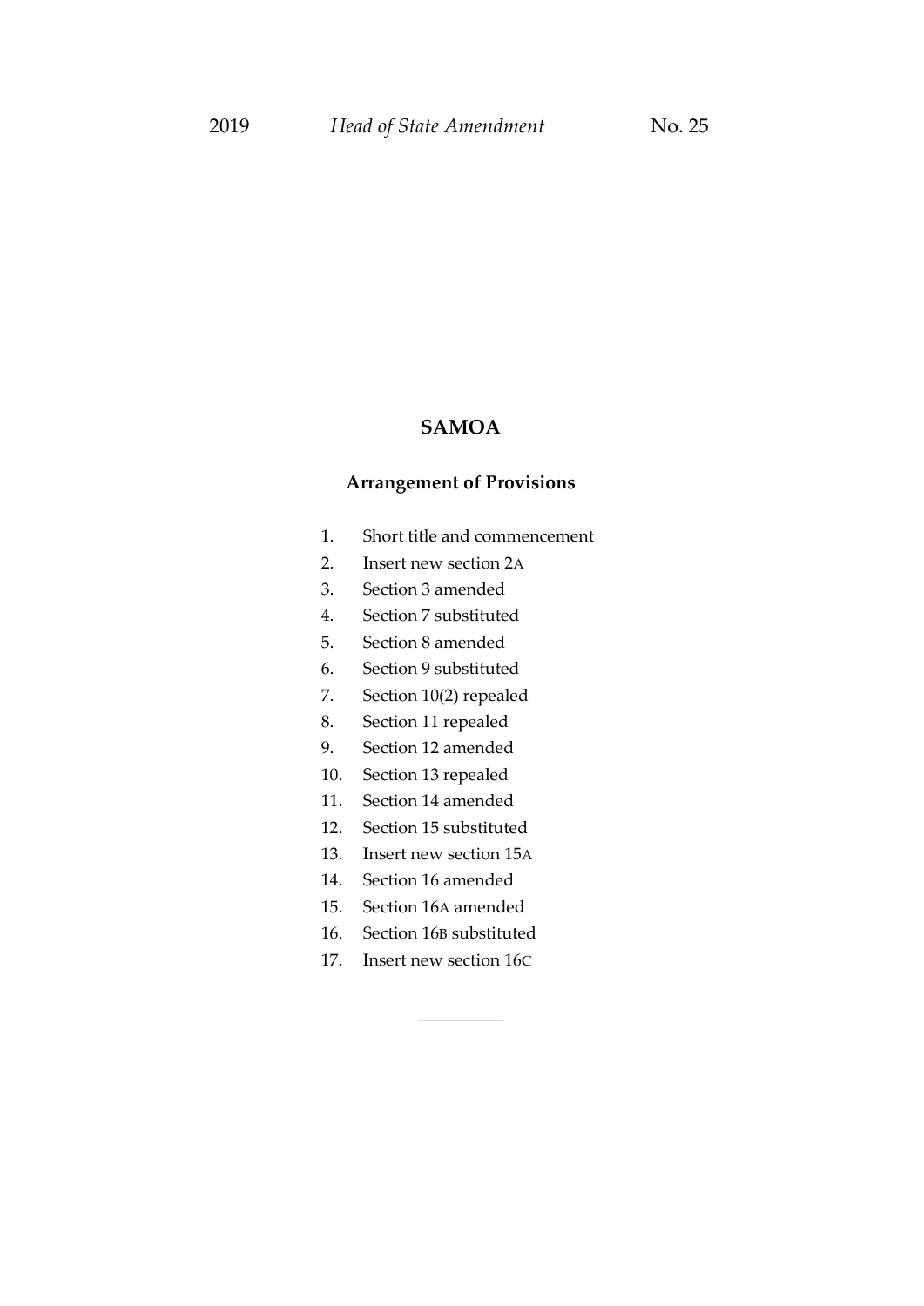# SAMOA

## Arrangement of Provisions

1. Short title and commencement
2. Insert new section 2A
3. Section 3 amended
4. Section 7 substituted
5. Section 8 amended
6. Section 9 substituted
7. Section 10(2) repealed
8. Section 11 repealed
9. Section 12 amended
10. Section 13 repealed
11. Section 14 amended
12. Section 15 substituted
13. Insert new section 15A
14. Section 16 amended
15. Section 16A amended
16. Section 16B substituted
17. Insert new section 16C

__________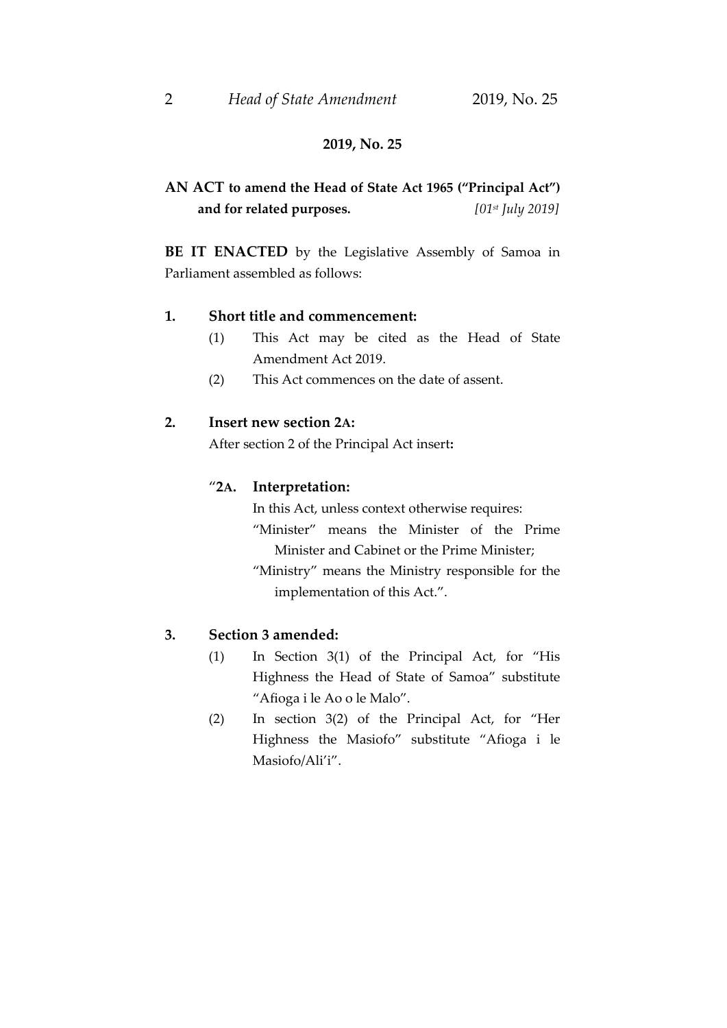**2019, No. 25**

**AN ACT to amend the Head of State Act 1965 ("Principal Act") and for related purposes.** *[01st July 2019]*

**BE IT ENACTED** by the Legislative Assembly of Samoa in Parliament assembled as follows:

**1. Short title and commencement:**

(1) This Act may be cited as the Head of State Amendment Act 2019.

(2) This Act commences on the date of assent.

**2. Insert new section 2A:**

After section 2 of the Principal Act insert**:**

"**2A. Interpretation:**

In this Act, unless context otherwise requires:

"Minister" means the Minister of the Prime Minister and Cabinet or the Prime Minister;

"Ministry" means the Ministry responsible for the implementation of this Act.".

**3. Section 3 amended:**

(1) In Section 3(1) of the Principal Act, for "His Highness the Head of State of Samoa" substitute "Afioga i le Ao o le Malo".

(2) In section 3(2) of the Principal Act, for "Her Highness the Masiofo" substitute "Afioga i le Masiofo/Ali'i".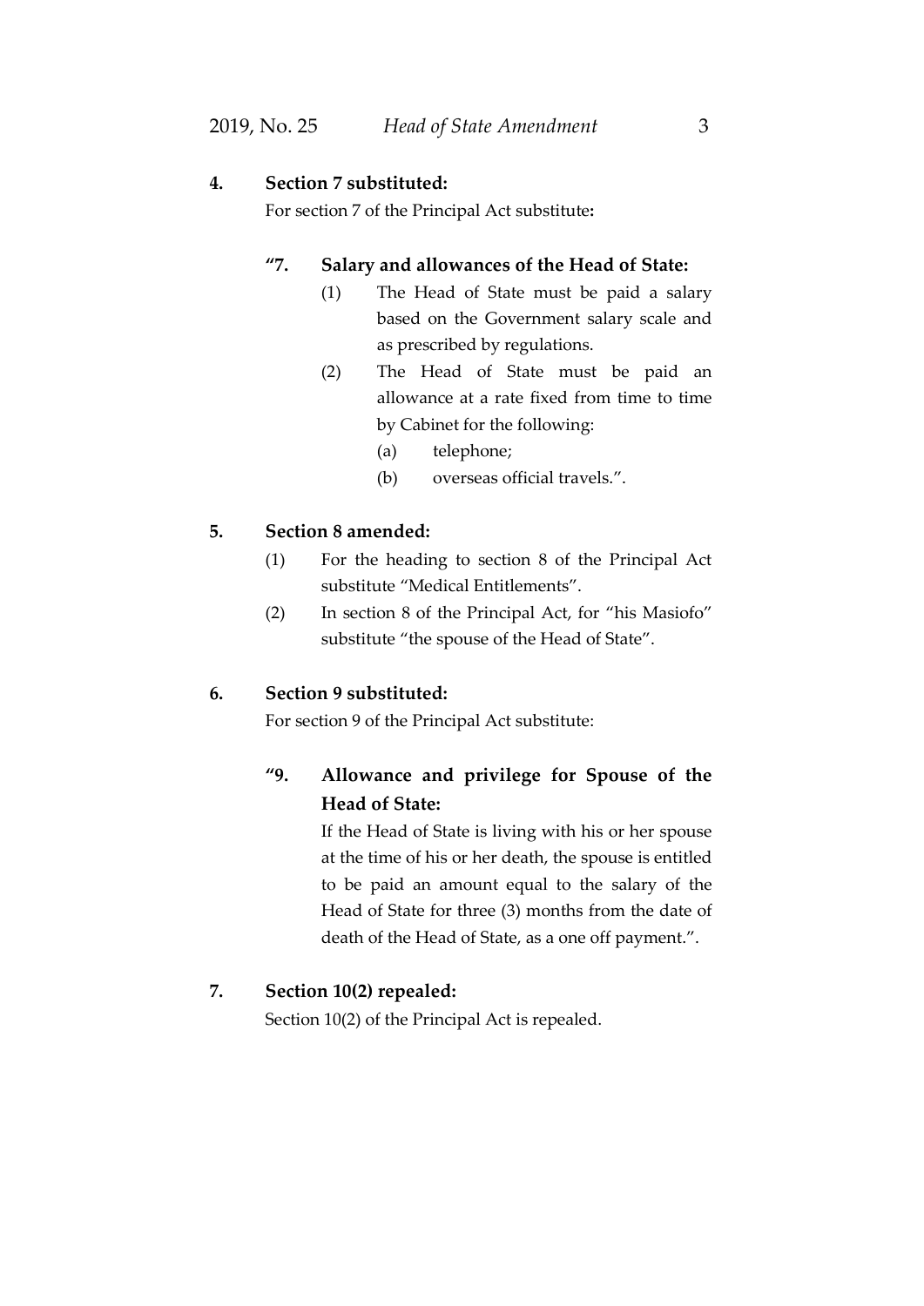**4. Section 7 substituted:**

For section 7 of the Principal Act substitute**:**

> **"7. Salary and allowances of the Head of State:**
>
> (1) The Head of State must be paid a salary based on the Government salary scale and as prescribed by regulations.
>
> (2) The Head of State must be paid an allowance at a rate fixed from time to time by Cabinet for the following:
>
> (a) telephone;
>
> (b) overseas official travels.".

**5. Section 8 amended:**

(1) For the heading to section 8 of the Principal Act substitute "Medical Entitlements".

(2) In section 8 of the Principal Act, for "his Masiofo" substitute "the spouse of the Head of State".

**6. Section 9 substituted:**

For section 9 of the Principal Act substitute:

> **"9. Allowance and privilege for Spouse of the Head of State:**
>
> If the Head of State is living with his or her spouse at the time of his or her death, the spouse is entitled to be paid an amount equal to the salary of the Head of State for three (3) months from the date of death of the Head of State, as a one off payment.".

**7. Section 10(2) repealed:**

Section 10(2) of the Principal Act is repealed.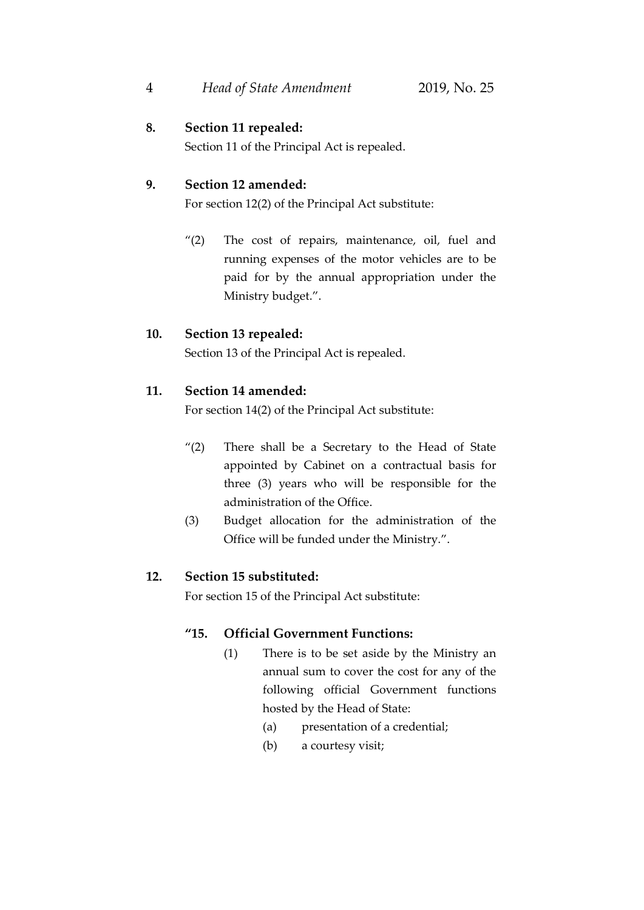**8. Section 11 repealed:**

Section 11 of the Principal Act is repealed.

**9. Section 12 amended:**

For section 12(2) of the Principal Act substitute:

> "(2) The cost of repairs, maintenance, oil, fuel and running expenses of the motor vehicles are to be paid for by the annual appropriation under the Ministry budget.".

**10. Section 13 repealed:**

Section 13 of the Principal Act is repealed.

**11. Section 14 amended:**

For section 14(2) of the Principal Act substitute:

> "(2) There shall be a Secretary to the Head of State appointed by Cabinet on a contractual basis for three (3) years who will be responsible for the administration of the Office.
>
> (3) Budget allocation for the administration of the Office will be funded under the Ministry.".

**12. Section 15 substituted:**

For section 15 of the Principal Act substitute:

> **"15. Official Government Functions:**
>
> (1) There is to be set aside by the Ministry an annual sum to cover the cost for any of the following official Government functions hosted by the Head of State:
>
> (a) presentation of a credential;
>
> (b) a courtesy visit;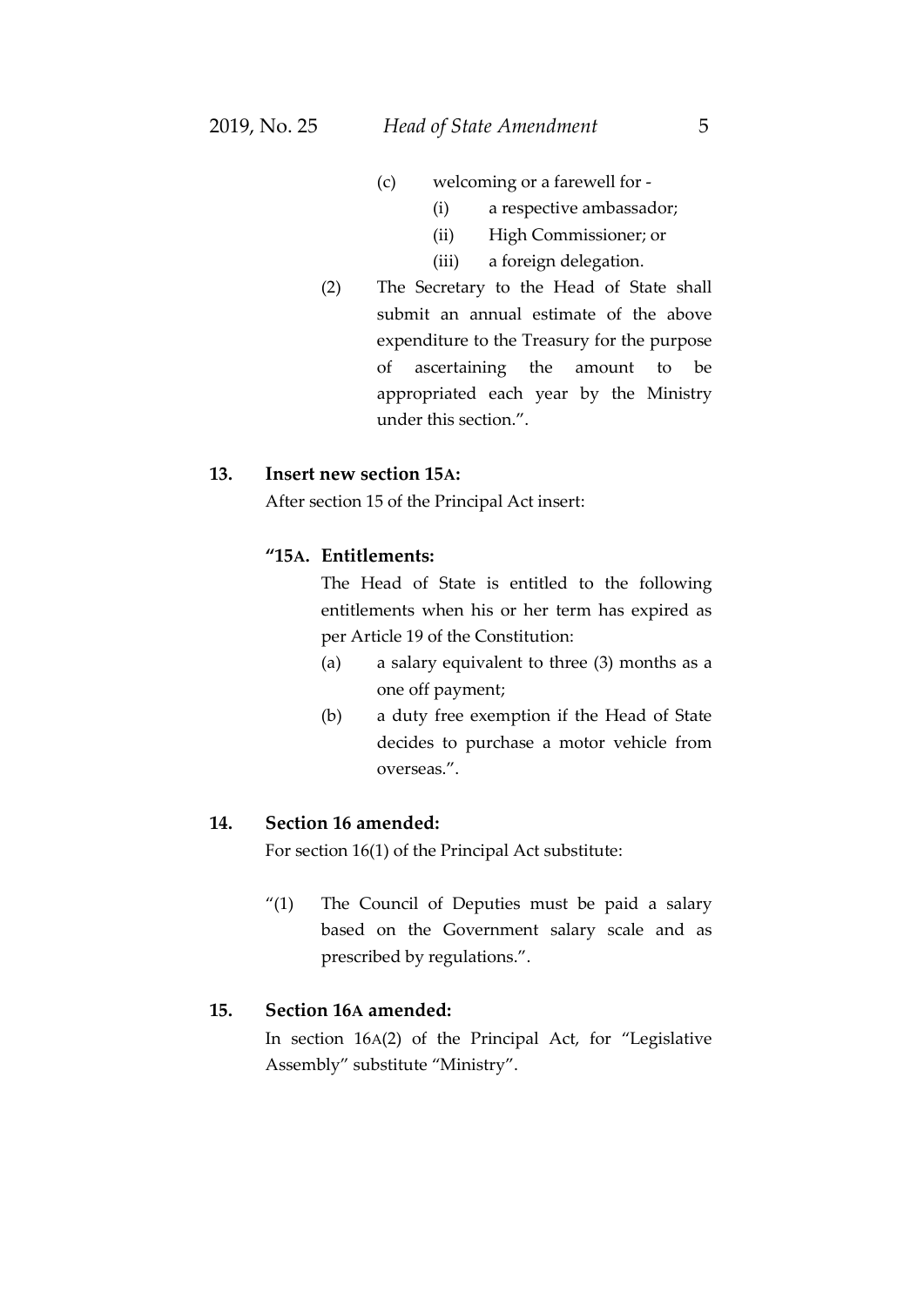(c) welcoming or a farewell for -

(i) a respective ambassador;

(ii) High Commissioner; or

(iii) a foreign delegation.

(2) The Secretary to the Head of State shall submit an annual estimate of the above expenditure to the Treasury for the purpose of ascertaining the amount to be appropriated each year by the Ministry under this section.".

**13. Insert new section 15A:**

After section 15 of the Principal Act insert:

**"15A. Entitlements:**

The Head of State is entitled to the following entitlements when his or her term has expired as per Article 19 of the Constitution:

(a) a salary equivalent to three (3) months as a one off payment;

(b) a duty free exemption if the Head of State decides to purchase a motor vehicle from overseas.".

**14. Section 16 amended:**

For section 16(1) of the Principal Act substitute:

"(1) The Council of Deputies must be paid a salary based on the Government salary scale and as prescribed by regulations.".

**15. Section 16A amended:**

In section 16A(2) of the Principal Act, for "Legislative Assembly" substitute "Ministry".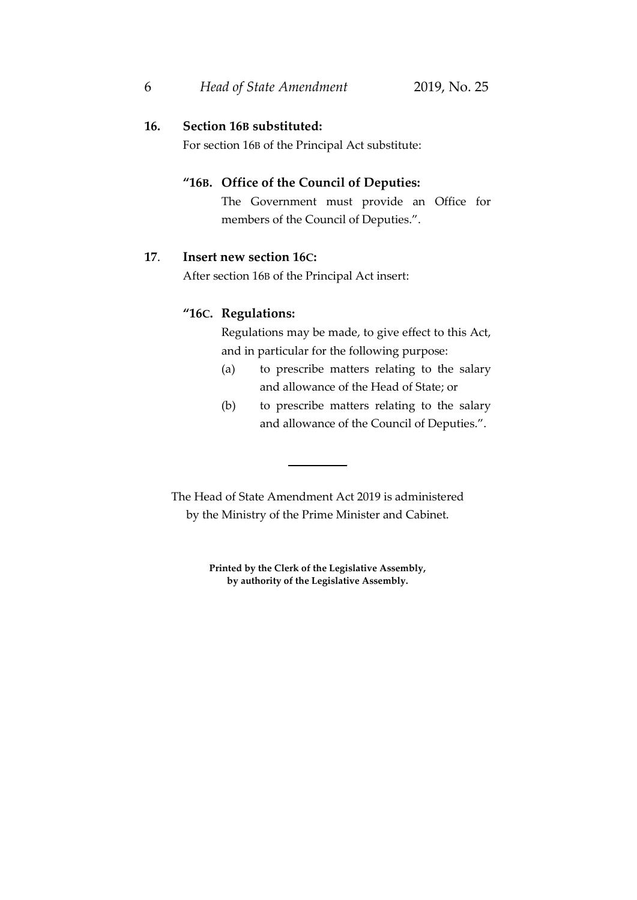**16. Section 16B substituted:**

For section 16B of the Principal Act substitute:

**"16B. Office of the Council of Deputies:**

The Government must provide an Office for members of the Council of Deputies.".

**17. Insert new section 16C:**

After section 16B of the Principal Act insert:

**"16C. Regulations:**

Regulations may be made, to give effect to this Act, and in particular for the following purpose:

(a) to prescribe matters relating to the salary and allowance of the Head of State; or

(b) to prescribe matters relating to the salary and allowance of the Council of Deputies.".

---

The Head of State Amendment Act 2019 is administered by the Ministry of the Prime Minister and Cabinet.

**Printed by the Clerk of the Legislative Assembly, by authority of the Legislative Assembly.**